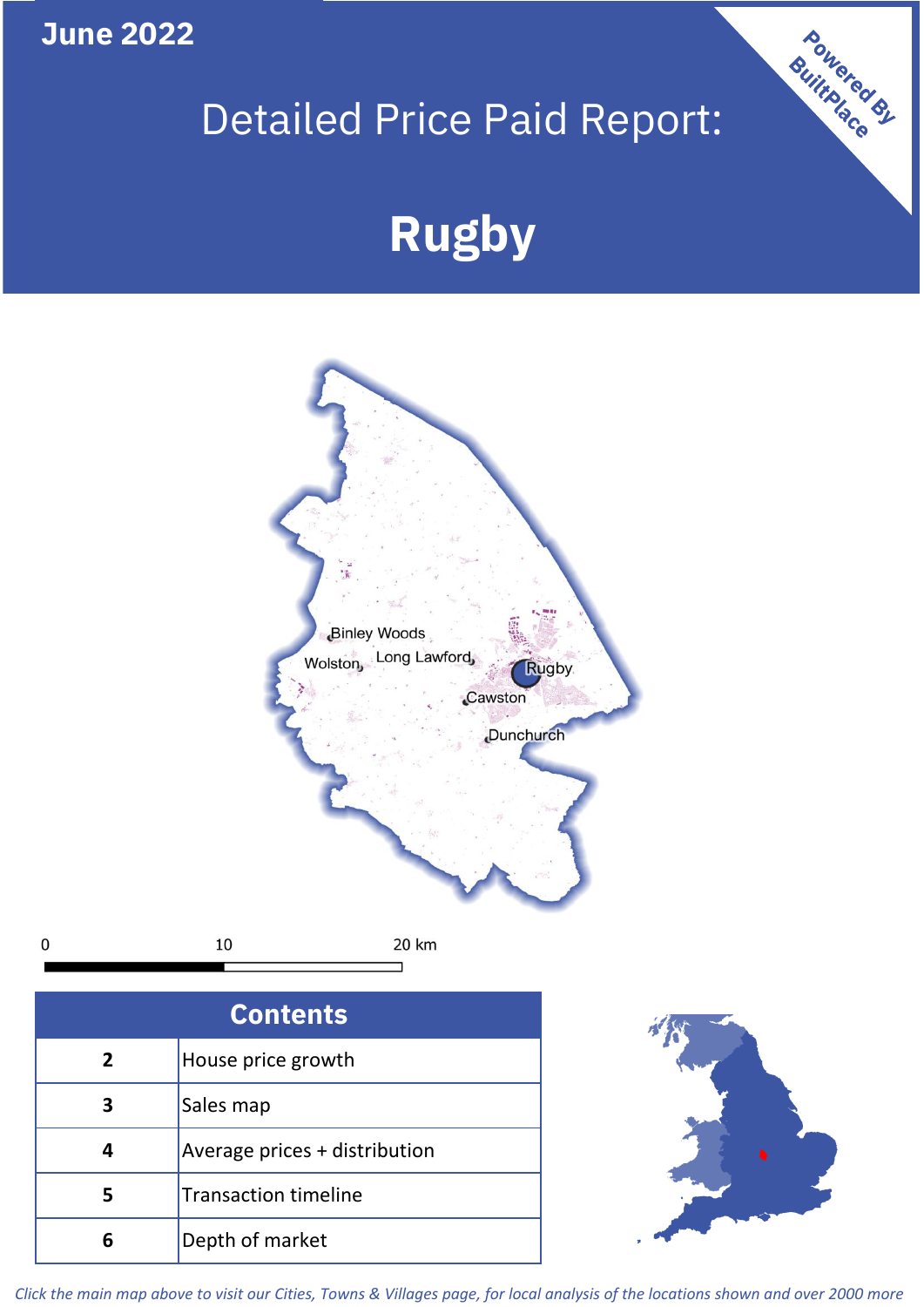June 2022

# Detailed Price Paid Report:

# Rugby

Powered By BuiltPlace

| Contents | |
|---|---|
| 2 | House price growth |
| 3 | Sales map |
| 4 | Average prices + distribution |
| 5 | Transaction timeline |
| 6 | Depth of market |

*Click the main map above to visit our Cities, Towns & Villages page, for local analysis of the locations shown and over 2000 more*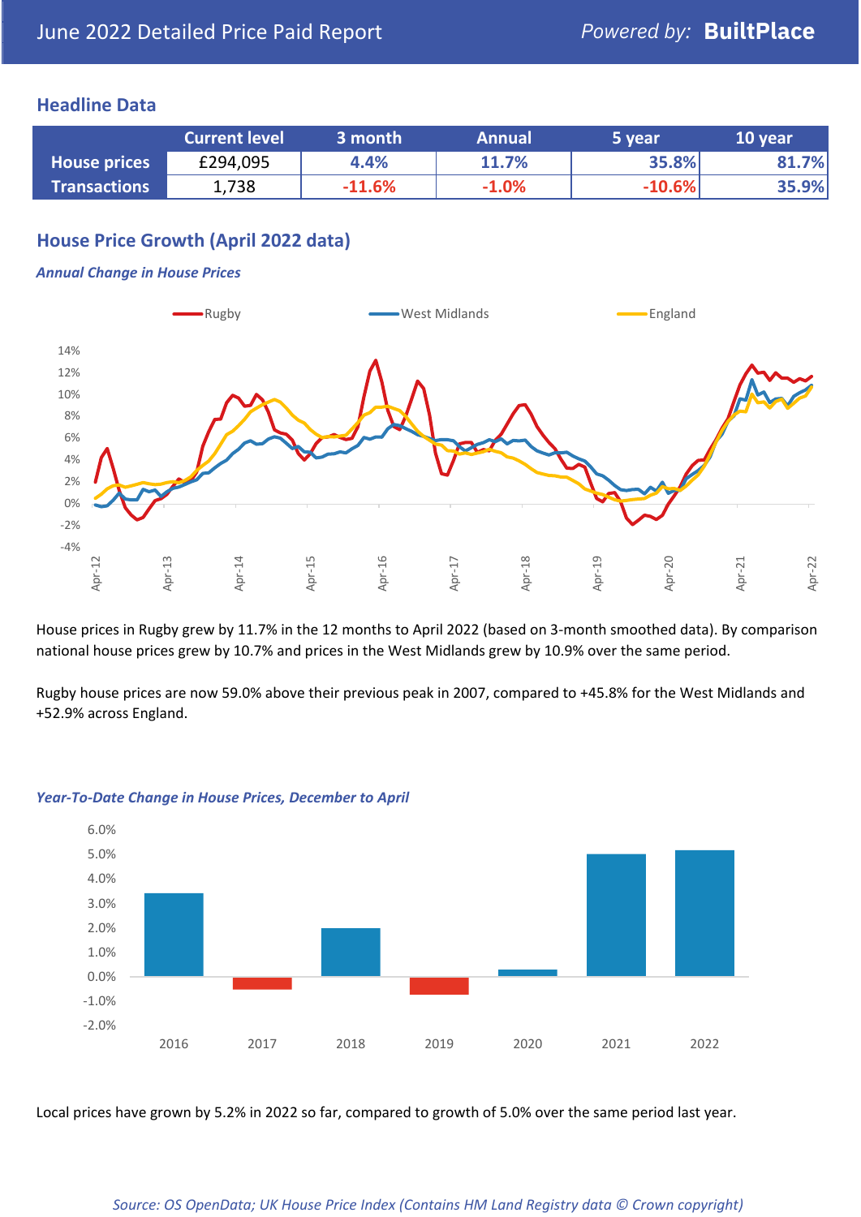June 2022 Detailed Price Paid Report

*Powered by:* **BuiltPlace**

## Headline Data

| | Current level | 3 month | Annual | 5 year | 10 year |
|---|---|---|---|---|---|
| **House prices** | £294,095 | 4.4% | 11.7% | 35.8% | 81.7% |
| **Transactions** | 1,738 | -11.6% | -1.0% | -10.6% | 35.9% |

## House Price Growth (April 2022 data)

### *Annual Change in House Prices*

House prices in Rugby grew by 11.7% in the 12 months to April 2022 (based on 3-month smoothed data). By comparison national house prices grew by 10.7% and prices in the West Midlands grew by 10.9% over the same period.

Rugby house prices are now 59.0% above their previous peak in 2007, compared to +45.8% for the West Midlands and +52.9% across England.

### *Year-To-Date Change in House Prices, December to April*

Local prices have grown by 5.2% in 2022 so far, compared to growth of 5.0% over the same period last year.

*Source: OS OpenData; UK House Price Index (Contains HM Land Registry data © Crown copyright)*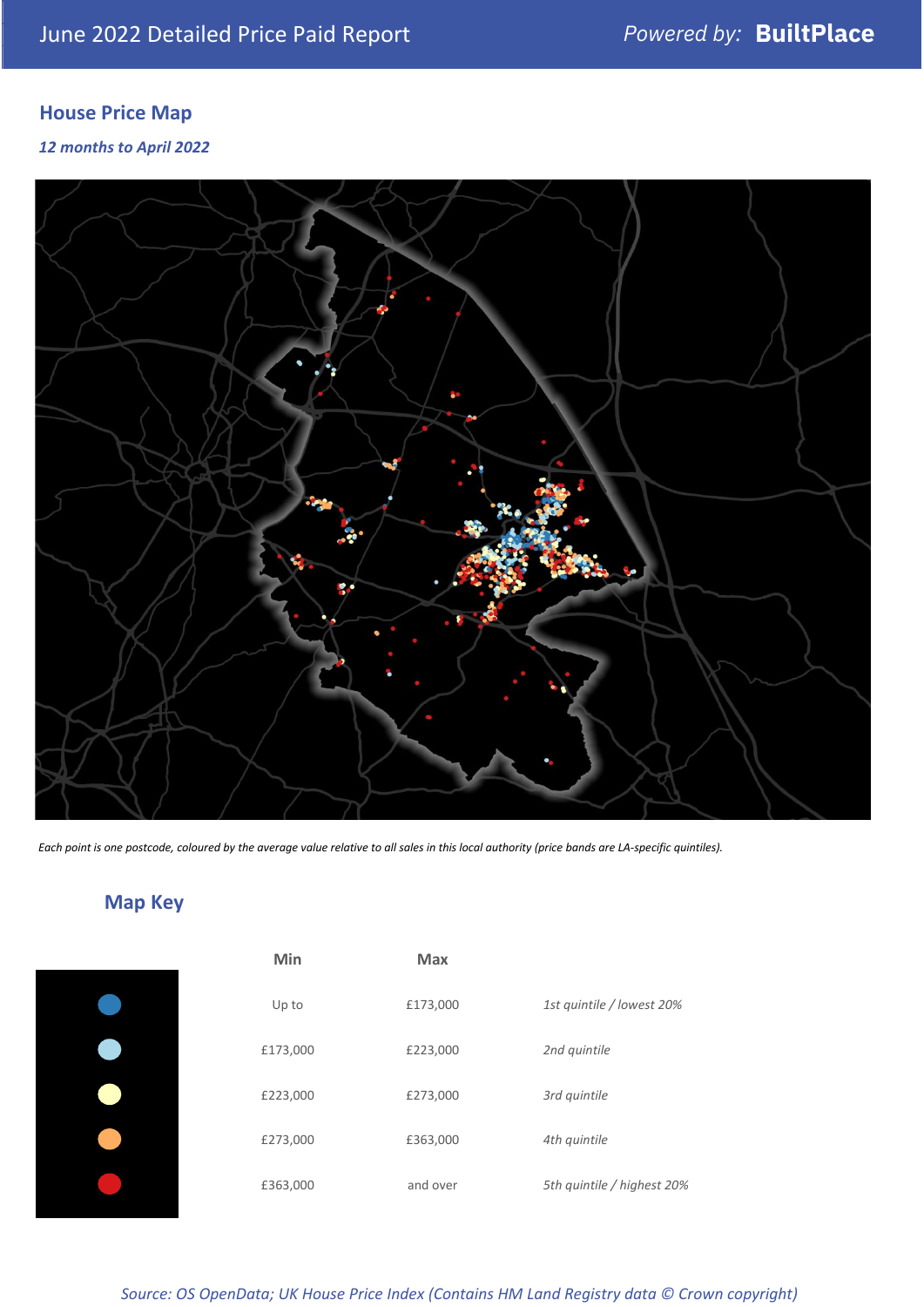## House Price Map

*12 months to April 2022*

*Each point is one postcode, coloured by the average value relative to all sales in this local authority (price bands are LA-specific quintiles).*

## Map Key

| Min | Max | |
|---|---|---|
| Up to | £173,000 | *1st quintile / lowest 20%* |
| £173,000 | £223,000 | *2nd quintile* |
| £223,000 | £273,000 | *3rd quintile* |
| £273,000 | £363,000 | *4th quintile* |
| £363,000 | and over | *5th quintile / highest 20%* |

*Source: OS OpenData; UK House Price Index (Contains HM Land Registry data © Crown copyright)*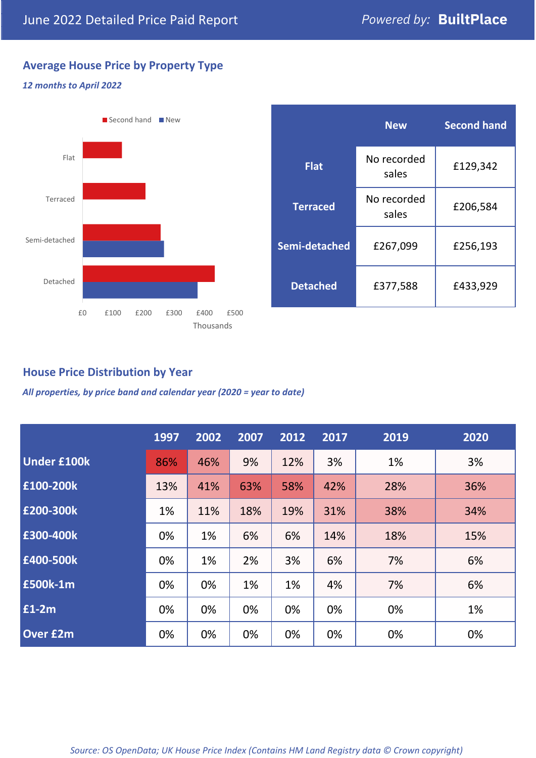June 2022 Detailed Price Paid Report — Powered by: **BuiltPlace**

## Average House Price by Property Type

*12 months to April 2022*

|  | New | Second hand |
|---|---|---|
| **Flat** | No recorded sales | £129,342 |
| **Terraced** | No recorded sales | £206,584 |
| **Semi-detached** | £267,099 | £256,193 |
| **Detached** | £377,588 | £433,929 |

## House Price Distribution by Year

*All properties, by price band and calendar year (2020 = year to date)*

|  | 1997 | 2002 | 2007 | 2012 | 2017 | 2019 | 2020 |
|---|---|---|---|---|---|---|---|
| **Under £100k** | 86% | 46% | 9% | 12% | 3% | 1% | 3% |
| **£100-200k** | 13% | 41% | 63% | 58% | 42% | 28% | 36% |
| **£200-300k** | 1% | 11% | 18% | 19% | 31% | 38% | 34% |
| **£300-400k** | 0% | 1% | 6% | 6% | 14% | 18% | 15% |
| **£400-500k** | 0% | 1% | 2% | 3% | 6% | 7% | 6% |
| **£500k-1m** | 0% | 0% | 1% | 1% | 4% | 7% | 6% |
| **£1-2m** | 0% | 0% | 0% | 0% | 0% | 0% | 1% |
| **Over £2m** | 0% | 0% | 0% | 0% | 0% | 0% | 0% |

*Source: OS OpenData; UK House Price Index (Contains HM Land Registry data © Crown copyright)*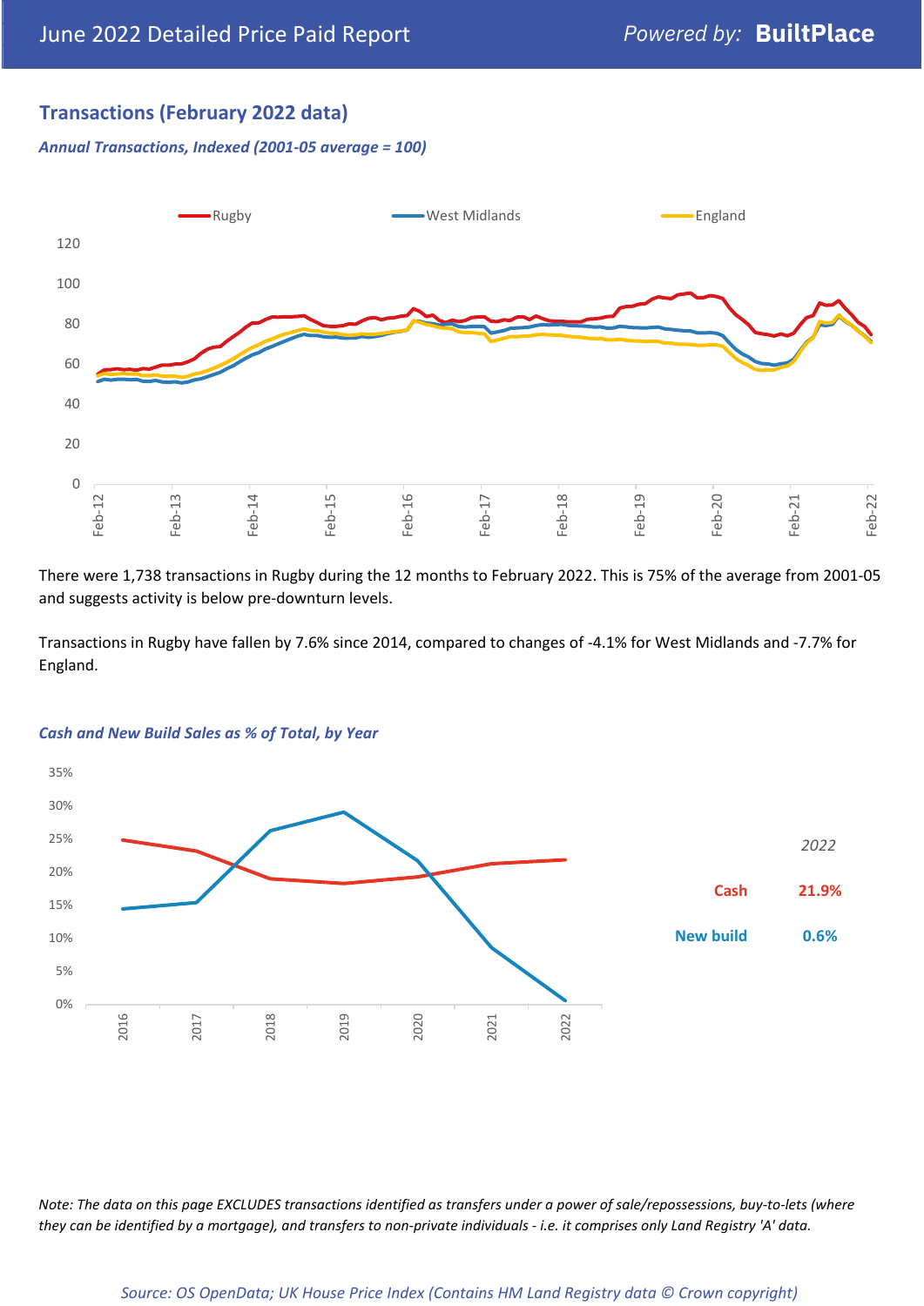## Transactions (February 2022 data)

*Annual Transactions, Indexed (2001-05 average = 100)*

There were 1,738 transactions in Rugby during the 12 months to February 2022. This is 75% of the average from 2001-05 and suggests activity is below pre-downturn levels.

Transactions in Rugby have fallen by 7.6% since 2014, compared to changes of -4.1% for West Midlands and -7.7% for England.

*Cash and New Build Sales as % of Total, by Year*

| 2022 | |
|---|---|
| Cash | 21.9% |
| New build | 0.6% |

*Note: The data on this page EXCLUDES transactions identified as transfers under a power of sale/repossessions, buy-to-lets (where they can be identified by a mortgage), and transfers to non-private individuals - i.e. it comprises only Land Registry 'A' data.*

*Source: OS OpenData; UK House Price Index (Contains HM Land Registry data © Crown copyright)*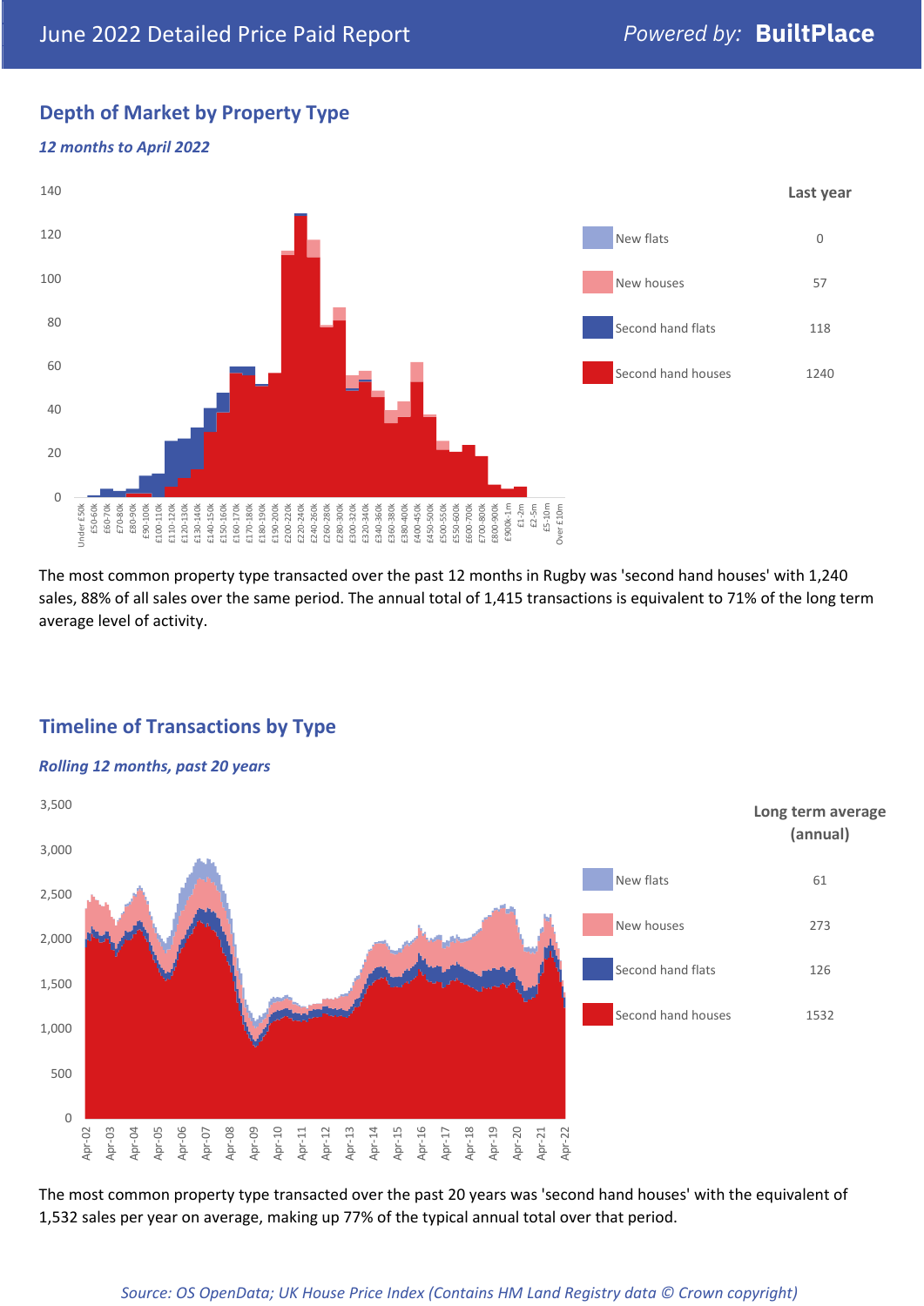June 2022 Detailed Price Paid Report

Powered by: **BuiltPlace**

## Depth of Market by Property Type

*12 months to April 2022*

140
120
100
80
60
40
20
0

Under £50k, £50-60k, £60-70k, £70-80k, £80-90k, £90-100k, £100-110k, £110-120k, £120-130k, £130-140k, £140-150k, £150-160k, £160-170k, £170-180k, £180-190k, £190-200k, £200-220k, £220-240k, £240-260k, £260-280k, £280-300k, £300-320k, £320-340k, £340-360k, £360-380k, £380-400k, £400-450k, £450-500k, £500-550k, £550-600k, £600-700k, £700-800k, £800-900k, £900k-1m, £1-2m, £2-5m, £5-10m, Over £10m

Last year

New flats 0

New houses 57

Second hand flats 118

Second hand houses 1240

The most common property type transacted over the past 12 months in Rugby was 'second hand houses' with 1,240 sales, 88% of all sales over the same period. The annual total of 1,415 transactions is equivalent to 71% of the long term average level of activity.

## Timeline of Transactions by Type

*Rolling 12 months, past 20 years*

3,500
3,000
2,500
2,000
1,500
1,000
500
0

Apr-02, Apr-03, Apr-04, Apr-05, Apr-06, Apr-07, Apr-08, Apr-09, Apr-10, Apr-11, Apr-12, Apr-13, Apr-14, Apr-15, Apr-16, Apr-17, Apr-18, Apr-19, Apr-20, Apr-21, Apr-22

Long term average (annual)

New flats 61

New houses 273

Second hand flats 126

Second hand houses 1532

The most common property type transacted over the past 20 years was 'second hand houses' with the equivalent of 1,532 sales per year on average, making up 77% of the typical annual total over that period.

*Source: OS OpenData; UK House Price Index (Contains HM Land Registry data © Crown copyright)*